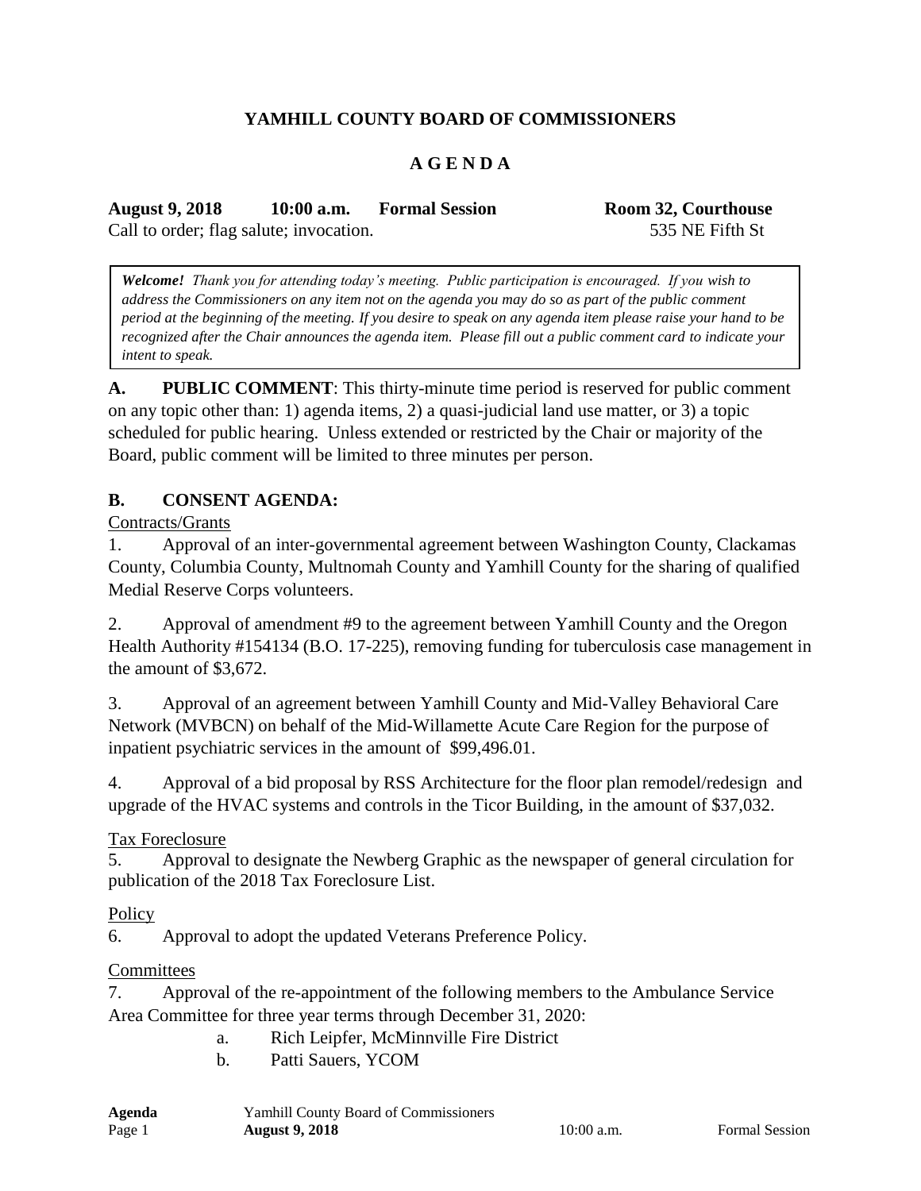# YAMHILL COUNTY BOARD OF COMMISSIONERS

## A G E N D A

**August 9, 2018 10:00 a.m. Formal Session Room 32, Courthouse**

Call to order; flag salute; invocation. 535 NE Fifth St

> ***Welcome!*** *Thank you for attending today's meeting. Public participation is encouraged. If you wish to address the Commissioners on any item not on the agenda you may do so as part of the public comment period at the beginning of the meeting. If you desire to speak on any agenda item please raise your hand to be recognized after the Chair announces the agenda item. Please fill out a public comment card to indicate your intent to speak.*

**A. PUBLIC COMMENT**: This thirty-minute time period is reserved for public comment on any topic other than: 1) agenda items, 2) a quasi-judicial land use matter, or 3) a topic scheduled for public hearing. Unless extended or restricted by the Chair or majority of the Board, public comment will be limited to three minutes per person.

**B. CONSENT AGENDA:**

Contracts/Grants

1. Approval of an inter-governmental agreement between Washington County, Clackamas County, Columbia County, Multnomah County and Yamhill County for the sharing of qualified Medial Reserve Corps volunteers.

2. Approval of amendment #9 to the agreement between Yamhill County and the Oregon Health Authority #154134 (B.O. 17-225), removing funding for tuberculosis case management in the amount of $3,672.

3. Approval of an agreement between Yamhill County and Mid-Valley Behavioral Care Network (MVBCN) on behalf of the Mid-Willamette Acute Care Region for the purpose of inpatient psychiatric services in the amount of $99,496.01.

4. Approval of a bid proposal by RSS Architecture for the floor plan remodel/redesign and upgrade of the HVAC systems and controls in the Ticor Building, in the amount of $37,032.

Tax Foreclosure

5. Approval to designate the Newberg Graphic as the newspaper of general circulation for publication of the 2018 Tax Foreclosure List.

Policy

6. Approval to adopt the updated Veterans Preference Policy.

Committees

7. Approval of the re-appointment of the following members to the Ambulance Service Area Committee for three year terms through December 31, 2020:

   a. Rich Leipfer, McMinnville Fire District
   
   b. Patti Sauers, YCOM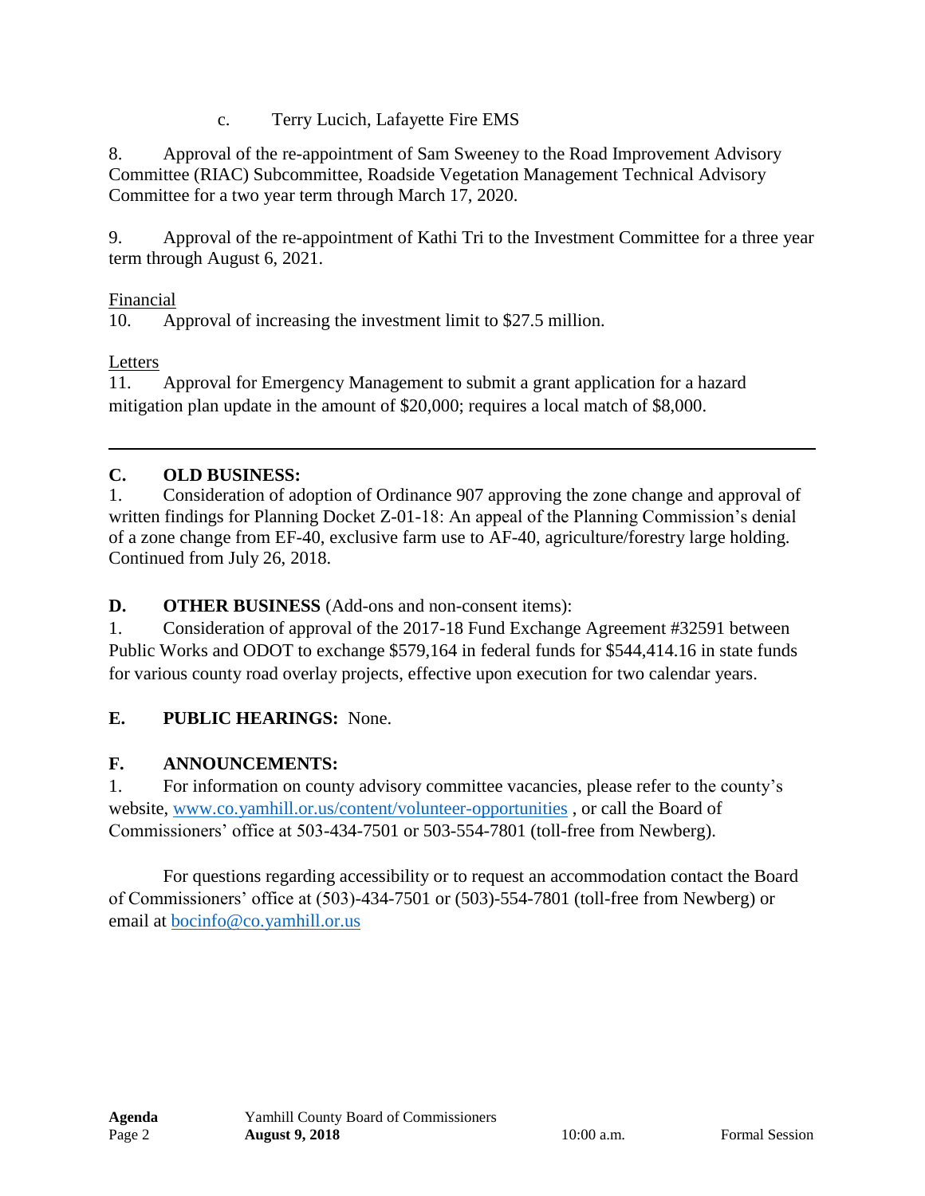c. Terry Lucich, Lafayette Fire EMS

8. Approval of the re-appointment of Sam Sweeney to the Road Improvement Advisory Committee (RIAC) Subcommittee, Roadside Vegetation Management Technical Advisory Committee for a two year term through March 17, 2020.

9. Approval of the re-appointment of Kathi Tri to the Investment Committee for a three year term through August 6, 2021.

Financial

10. Approval of increasing the investment limit to $27.5 million.

Letters

11. Approval for Emergency Management to submit a grant application for a hazard mitigation plan update in the amount of $20,000; requires a local match of $8,000.

---

**C. OLD BUSINESS:**

1. Consideration of adoption of Ordinance 907 approving the zone change and approval of written findings for Planning Docket Z-01-18: An appeal of the Planning Commission's denial of a zone change from EF-40, exclusive farm use to AF-40, agriculture/forestry large holding. Continued from July 26, 2018.

**D. OTHER BUSINESS** (Add-ons and non-consent items):

1. Consideration of approval of the 2017-18 Fund Exchange Agreement #32591 between Public Works and ODOT to exchange $579,164 in federal funds for $544,414.16 in state funds for various county road overlay projects, effective upon execution for two calendar years.

**E. PUBLIC HEARINGS:** None.

**F. ANNOUNCEMENTS:**

1. For information on county advisory committee vacancies, please refer to the county's website, [www.co.yamhill.or.us/content/volunteer-opportunities](www.co.yamhill.or.us/content/volunteer-opportunities) , or call the Board of Commissioners' office at 503-434-7501 or 503-554-7801 (toll-free from Newberg).

For questions regarding accessibility or to request an accommodation contact the Board of Commissioners' office at (503)-434-7501 or (503)-554-7801 (toll-free from Newberg) or email at [bocinfo@co.yamhill.or.us](mailto:bocinfo@co.yamhill.or.us)